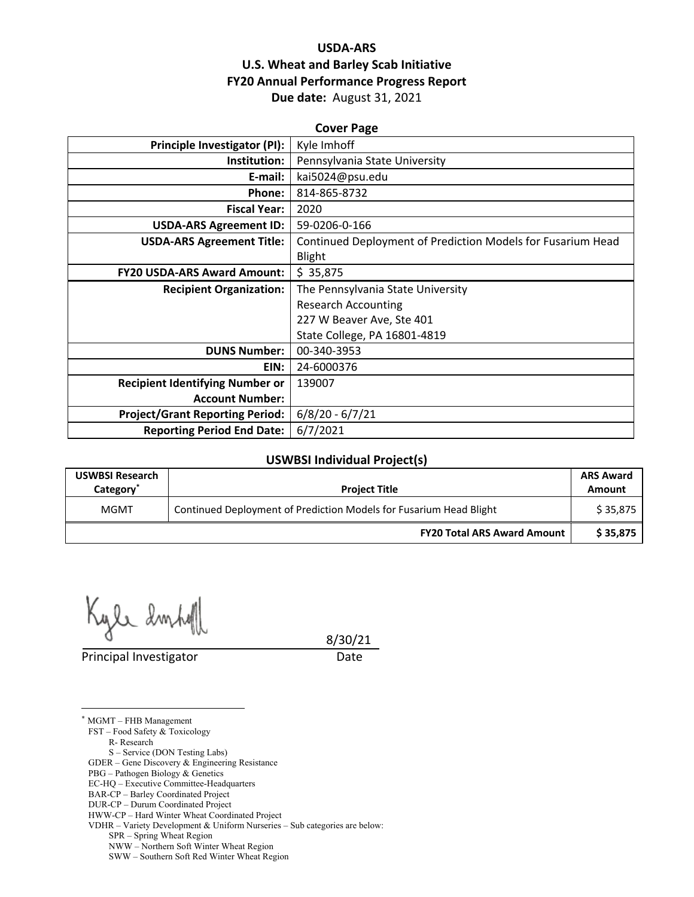# USDA-ARS
# U.S. Wheat and Barley Scab Initiative
# FY20 Annual Performance Progress Report

**Due date:** August 31, 2021

## Cover Page

| | |
|---|---|
| **Principle Investigator (PI):** | Kyle Imhoff |
| **Institution:** | Pennsylvania State University |
| **E-mail:** | kai5024@psu.edu |
| **Phone:** | 814-865-8732 |
| **Fiscal Year:** | 2020 |
| **USDA-ARS Agreement ID:** | 59-0206-0-166 |
| **USDA-ARS Agreement Title:** | Continued Deployment of Prediction Models for Fusarium Head Blight |
| **FY20 USDA-ARS Award Amount:** | $ 35,875 |
| **Recipient Organization:** | The Pennsylvania State University<br>Research Accounting<br>227 W Beaver Ave, Ste 401<br>State College, PA 16801-4819 |
| **DUNS Number:** | 00-340-3953 |
| **EIN:** | 24-6000376 |
| **Recipient Identifying Number or Account Number:** | 139007 |
| **Project/Grant Reporting Period:** | 6/8/20 - 6/7/21 |
| **Reporting Period End Date:** | 6/7/2021 |

## USWBSI Individual Project(s)

| USWBSI Research Category* | Project Title | ARS Award Amount |
|---|---|---|
| MGMT | Continued Deployment of Prediction Models for Fusarium Head Blight | $ 35,875 |
| | **FY20 Total ARS Award Amount** | **$ 35,875** |

Principal Investigator — 8/30/21 (Date)

---

\* MGMT – FHB Management
FST – Food Safety & Toxicology
  R- Research
  S – Service (DON Testing Labs)
GDER – Gene Discovery & Engineering Resistance
PBG – Pathogen Biology & Genetics
EC-HQ – Executive Committee-Headquarters
BAR-CP – Barley Coordinated Project
DUR-CP – Durum Coordinated Project
HWW-CP – Hard Winter Wheat Coordinated Project
VDHR – Variety Development & Uniform Nurseries – Sub categories are below:
  SPR – Spring Wheat Region
  NWW – Northern Soft Winter Wheat Region
  SWW – Southern Soft Red Winter Wheat Region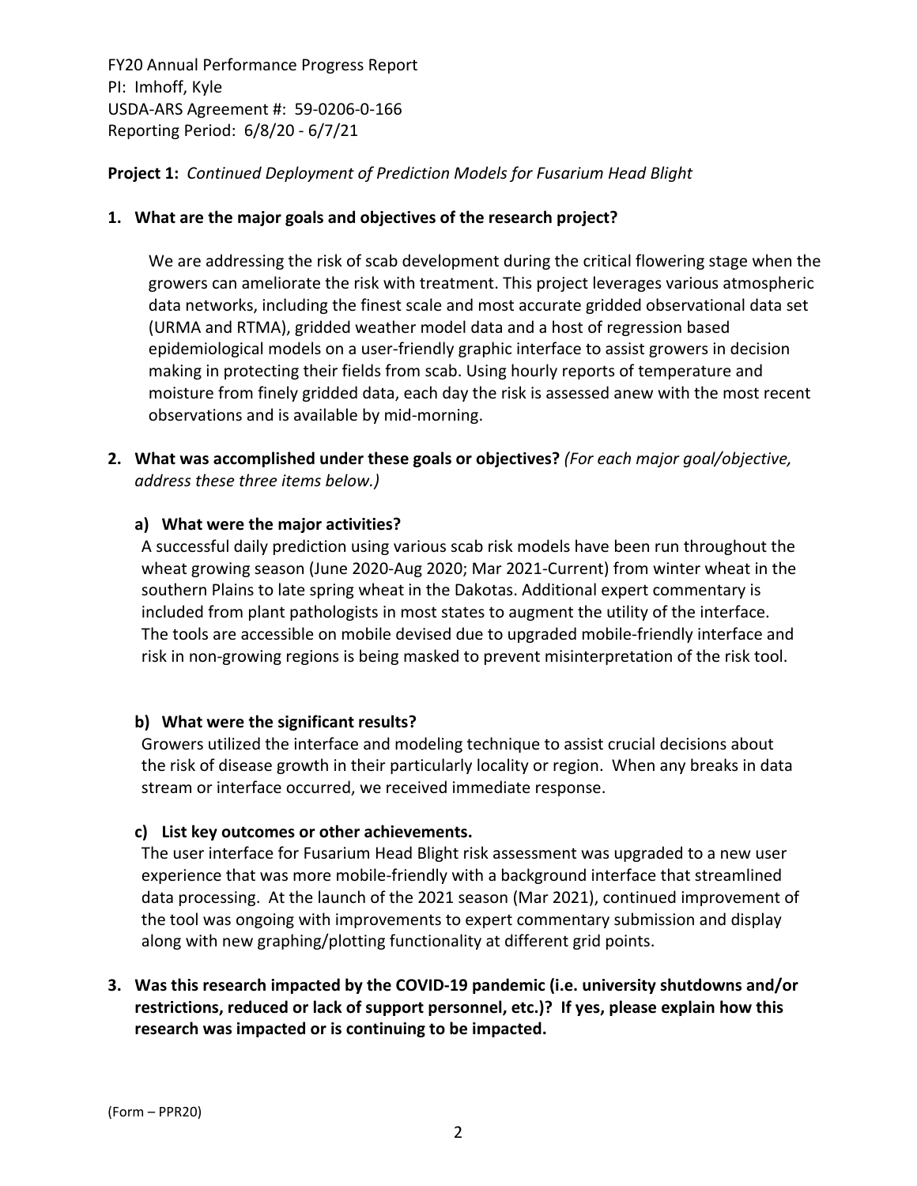FY20 Annual Performance Progress Report
PI: Imhoff, Kyle
USDA-ARS Agreement #: 59-0206-0-166
Reporting Period: 6/8/20 - 6/7/21

**Project 1:** *Continued Deployment of Prediction Models for Fusarium Head Blight*

**1. What are the major goals and objectives of the research project?**

We are addressing the risk of scab development during the critical flowering stage when the growers can ameliorate the risk with treatment. This project leverages various atmospheric data networks, including the finest scale and most accurate gridded observational data set (URMA and RTMA), gridded weather model data and a host of regression based epidemiological models on a user-friendly graphic interface to assist growers in decision making in protecting their fields from scab. Using hourly reports of temperature and moisture from finely gridded data, each day the risk is assessed anew with the most recent observations and is available by mid-morning.

**2. What was accomplished under these goals or objectives?** *(For each major goal/objective, address these three items below.)*

**a) What were the major activities?**

A successful daily prediction using various scab risk models have been run throughout the wheat growing season (June 2020-Aug 2020; Mar 2021-Current) from winter wheat in the southern Plains to late spring wheat in the Dakotas. Additional expert commentary is included from plant pathologists in most states to augment the utility of the interface. The tools are accessible on mobile devised due to upgraded mobile-friendly interface and risk in non-growing regions is being masked to prevent misinterpretation of the risk tool.

**b) What were the significant results?**

Growers utilized the interface and modeling technique to assist crucial decisions about the risk of disease growth in their particularly locality or region. When any breaks in data stream or interface occurred, we received immediate response.

**c) List key outcomes or other achievements.**

The user interface for Fusarium Head Blight risk assessment was upgraded to a new user experience that was more mobile-friendly with a background interface that streamlined data processing. At the launch of the 2021 season (Mar 2021), continued improvement of the tool was ongoing with improvements to expert commentary submission and display along with new graphing/plotting functionality at different grid points.

**3. Was this research impacted by the COVID-19 pandemic (i.e. university shutdowns and/or restrictions, reduced or lack of support personnel, etc.)? If yes, please explain how this research was impacted or is continuing to be impacted.**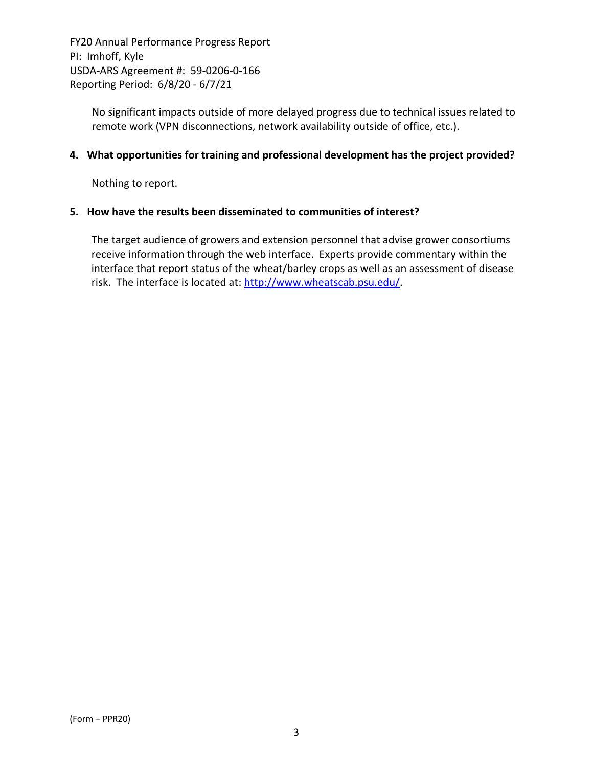No significant impacts outside of more delayed progress due to technical issues related to remote work (VPN disconnections, network availability outside of office, etc.).

**4. What opportunities for training and professional development has the project provided?**

Nothing to report.

**5. How have the results been disseminated to communities of interest?**

The target audience of growers and extension personnel that advise grower consortiums receive information through the web interface. Experts provide commentary within the interface that report status of the wheat/barley crops as well as an assessment of disease risk. The interface is located at: [http://www.wheatscab.psu.edu/](http://www.wheatscab.psu.edu/).

(Form – PPR20)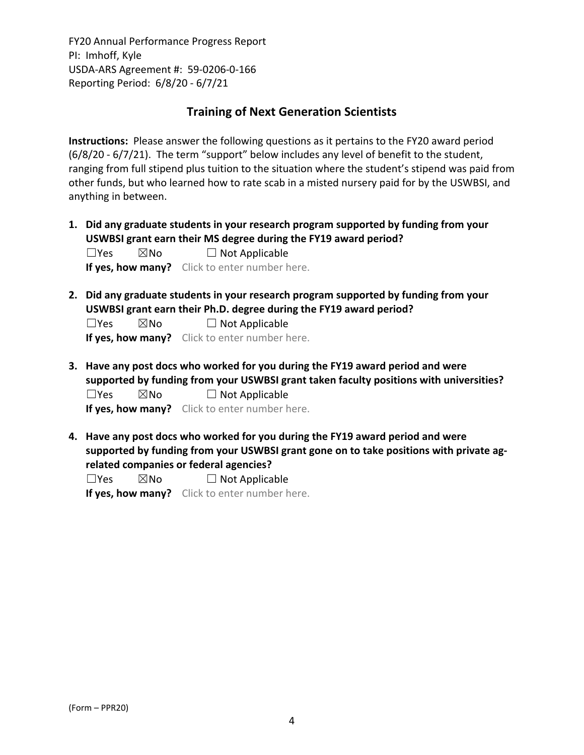## Training of Next Generation Scientists

**Instructions:** Please answer the following questions as it pertains to the FY20 award period (6/8/20 - 6/7/21). The term "support" below includes any level of benefit to the student, ranging from full stipend plus tuition to the situation where the student's stipend was paid from other funds, but who learned how to rate scab in a misted nursery paid for by the USWBSI, and anything in between.

1. **Did any graduate students in your research program supported by funding from your USWBSI grant earn their MS degree during the FY19 award period?**
   ☐Yes ☒No ☐ Not Applicable
   **If yes, how many?** Click to enter number here.

2. **Did any graduate students in your research program supported by funding from your USWBSI grant earn their Ph.D. degree during the FY19 award period?**
   ☐Yes ☒No ☐ Not Applicable
   **If yes, how many?** Click to enter number here.

3. **Have any post docs who worked for you during the FY19 award period and were supported by funding from your USWBSI grant taken faculty positions with universities?**
   ☐Yes ☒No ☐ Not Applicable
   **If yes, how many?** Click to enter number here.

4. **Have any post docs who worked for you during the FY19 award period and were supported by funding from your USWBSI grant gone on to take positions with private ag-related companies or federal agencies?**
   ☐Yes ☒No ☐ Not Applicable
   **If yes, how many?** Click to enter number here.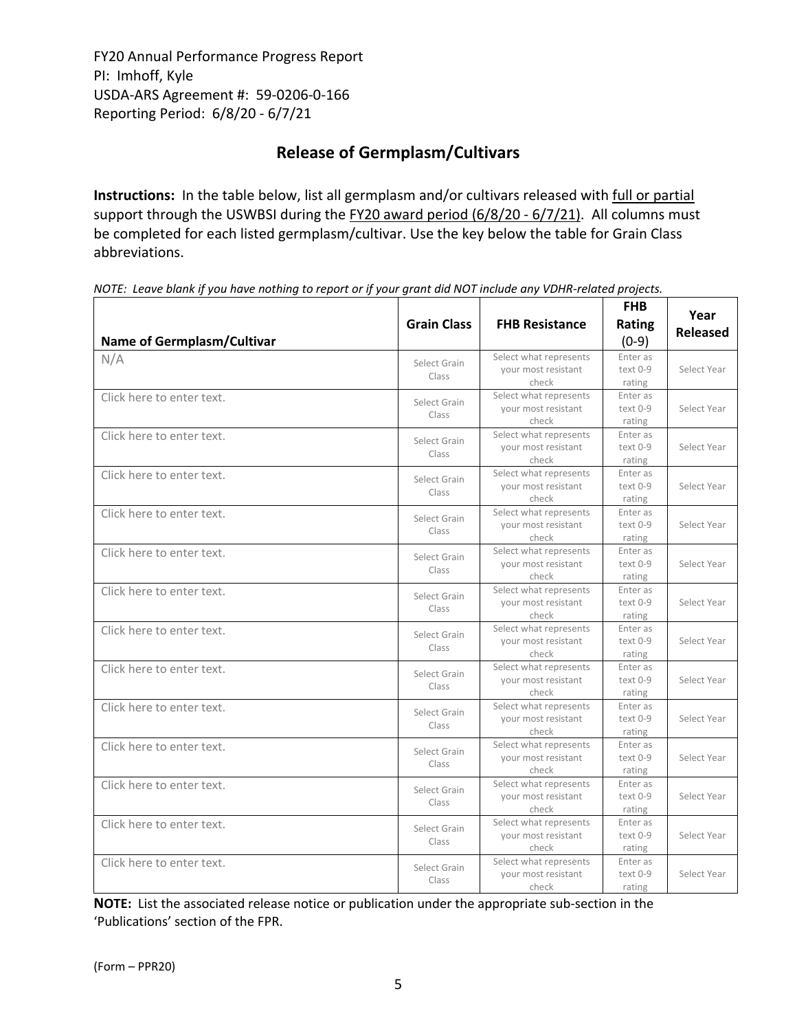FY20 Annual Performance Progress Report
PI: Imhoff, Kyle
USDA-ARS Agreement #: 59-0206-0-166
Reporting Period: 6/8/20 - 6/7/21

## Release of Germplasm/Cultivars

**Instructions:** In the table below, list all germplasm and/or cultivars released with full or partial support through the USWBSI during the FY20 award period (6/8/20 - 6/7/21). All columns must be completed for each listed germplasm/cultivar. Use the key below the table for Grain Class abbreviations.

*NOTE: Leave blank if you have nothing to report or if your grant did NOT include any VDHR-related projects.*

| Name of Germplasm/Cultivar | Grain Class | FHB Resistance | FHB Rating (0-9) | Year Released |
|---|---|---|---|---|
| N/A | Select Grain Class | Select what represents your most resistant check | Enter as text 0-9 rating | Select Year |
| Click here to enter text. | Select Grain Class | Select what represents your most resistant check | Enter as text 0-9 rating | Select Year |
| Click here to enter text. | Select Grain Class | Select what represents your most resistant check | Enter as text 0-9 rating | Select Year |
| Click here to enter text. | Select Grain Class | Select what represents your most resistant check | Enter as text 0-9 rating | Select Year |
| Click here to enter text. | Select Grain Class | Select what represents your most resistant check | Enter as text 0-9 rating | Select Year |
| Click here to enter text. | Select Grain Class | Select what represents your most resistant check | Enter as text 0-9 rating | Select Year |
| Click here to enter text. | Select Grain Class | Select what represents your most resistant check | Enter as text 0-9 rating | Select Year |
| Click here to enter text. | Select Grain Class | Select what represents your most resistant check | Enter as text 0-9 rating | Select Year |
| Click here to enter text. | Select Grain Class | Select what represents your most resistant check | Enter as text 0-9 rating | Select Year |
| Click here to enter text. | Select Grain Class | Select what represents your most resistant check | Enter as text 0-9 rating | Select Year |
| Click here to enter text. | Select Grain Class | Select what represents your most resistant check | Enter as text 0-9 rating | Select Year |
| Click here to enter text. | Select Grain Class | Select what represents your most resistant check | Enter as text 0-9 rating | Select Year |
| Click here to enter text. | Select Grain Class | Select what represents your most resistant check | Enter as text 0-9 rating | Select Year |
| Click here to enter text. | Select Grain Class | Select what represents your most resistant check | Enter as text 0-9 rating | Select Year |

**NOTE:** List the associated release notice or publication under the appropriate sub-section in the 'Publications' section of the FPR.

(Form – PPR20)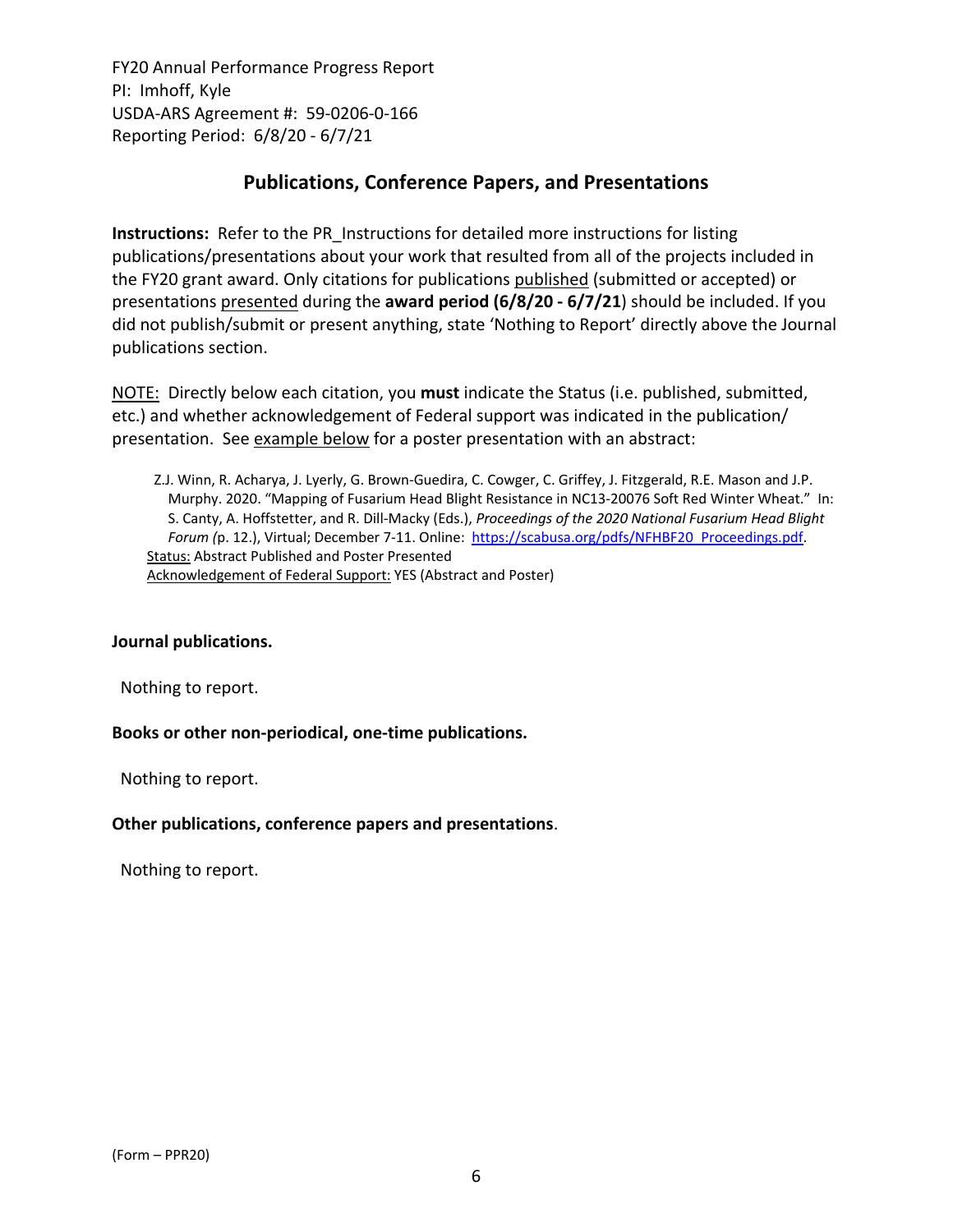FY20 Annual Performance Progress Report
PI: Imhoff, Kyle
USDA-ARS Agreement #: 59-0206-0-166
Reporting Period: 6/8/20 - 6/7/21

## Publications, Conference Papers, and Presentations

**Instructions:** Refer to the PR_Instructions for detailed more instructions for listing publications/presentations about your work that resulted from all of the projects included in the FY20 grant award. Only citations for publications published (submitted or accepted) or presentations presented during the **award period (6/8/20 - 6/7/21)** should be included. If you did not publish/submit or present anything, state 'Nothing to Report' directly above the Journal publications section.

NOTE: Directly below each citation, you **must** indicate the Status (i.e. published, submitted, etc.) and whether acknowledgement of Federal support was indicated in the publication/ presentation. See example below for a poster presentation with an abstract:

> Z.J. Winn, R. Acharya, J. Lyerly, G. Brown-Guedira, C. Cowger, C. Griffey, J. Fitzgerald, R.E. Mason and J.P. Murphy. 2020. "Mapping of Fusarium Head Blight Resistance in NC13-20076 Soft Red Winter Wheat." In: S. Canty, A. Hoffstetter, and R. Dill-Macky (Eds.), *Proceedings of the 2020 National Fusarium Head Blight Forum (*p. 12.), Virtual; December 7-11. Online: https://scabusa.org/pdfs/NFHBF20_Proceedings.pdf.
> Status: Abstract Published and Poster Presented
> Acknowledgement of Federal Support: YES (Abstract and Poster)

**Journal publications.**

Nothing to report.

**Books or other non-periodical, one-time publications.**

Nothing to report.

**Other publications, conference papers and presentations**.

Nothing to report.

(Form – PPR20)